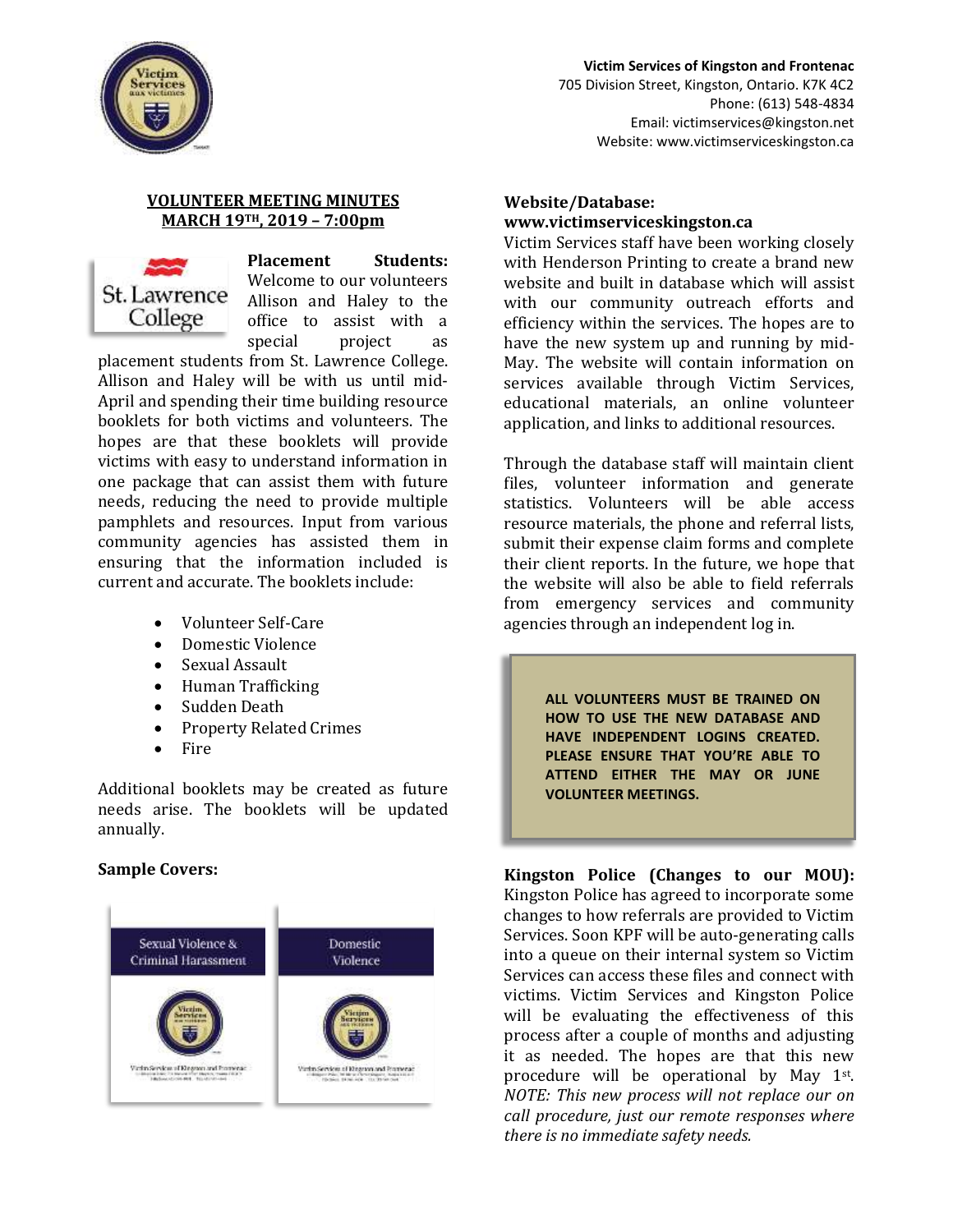**Victim Services of Kingston and Frontenac**
705 Division Street, Kingston, Ontario. K7K 4C2
Phone: (613) 548-4834
Email: victimservices@kingston.net
Website: www.victimserviceskingston.ca

# VOLUNTEER MEETING MINUTES
## MARCH 19TH, 2019 – 7:00pm

**Placement Students:** Welcome to our volunteers Allison and Haley to the office to assist with a special project as placement students from St. Lawrence College. Allison and Haley will be with us until mid-April and spending their time building resource booklets for both victims and volunteers. The hopes are that these booklets will provide victims with easy to understand information in one package that can assist them with future needs, reducing the need to provide multiple pamphlets and resources. Input from various community agencies has assisted them in ensuring that the information included is current and accurate. The booklets include:

- Volunteer Self-Care
- Domestic Violence
- Sexual Assault
- Human Trafficking
- Sudden Death
- Property Related Crimes
- Fire

Additional booklets may be created as future needs arise. The booklets will be updated annually.

**Sample Covers:**

Sexual Violence & Criminal Harassment

Domestic Violence

**Website/Database: www.victimserviceskingston.ca**
Victim Services staff have been working closely with Henderson Printing to create a brand new website and built in database which will assist with our community outreach efforts and efficiency within the services. The hopes are to have the new system up and running by mid-May. The website will contain information on services available through Victim Services, educational materials, an online volunteer application, and links to additional resources.

Through the database staff will maintain client files, volunteer information and generate statistics. Volunteers will be able access resource materials, the phone and referral lists, submit their expense claim forms and complete their client reports. In the future, we hope that the website will also be able to field referrals from emergency services and community agencies through an independent log in.

**ALL VOLUNTEERS MUST BE TRAINED ON HOW TO USE THE NEW DATABASE AND HAVE INDEPENDENT LOGINS CREATED. PLEASE ENSURE THAT YOU'RE ABLE TO ATTEND EITHER THE MAY OR JUNE VOLUNTEER MEETINGS.**

**Kingston Police (Changes to our MOU):** Kingston Police has agreed to incorporate some changes to how referrals are provided to Victim Services. Soon KPF will be auto-generating calls into a queue on their internal system so Victim Services can access these files and connect with victims. Victim Services and Kingston Police will be evaluating the effectiveness of this process after a couple of months and adjusting it as needed. The hopes are that this new procedure will be operational by May 1st. *NOTE: This new process will not replace our on call procedure, just our remote responses where there is no immediate safety needs.*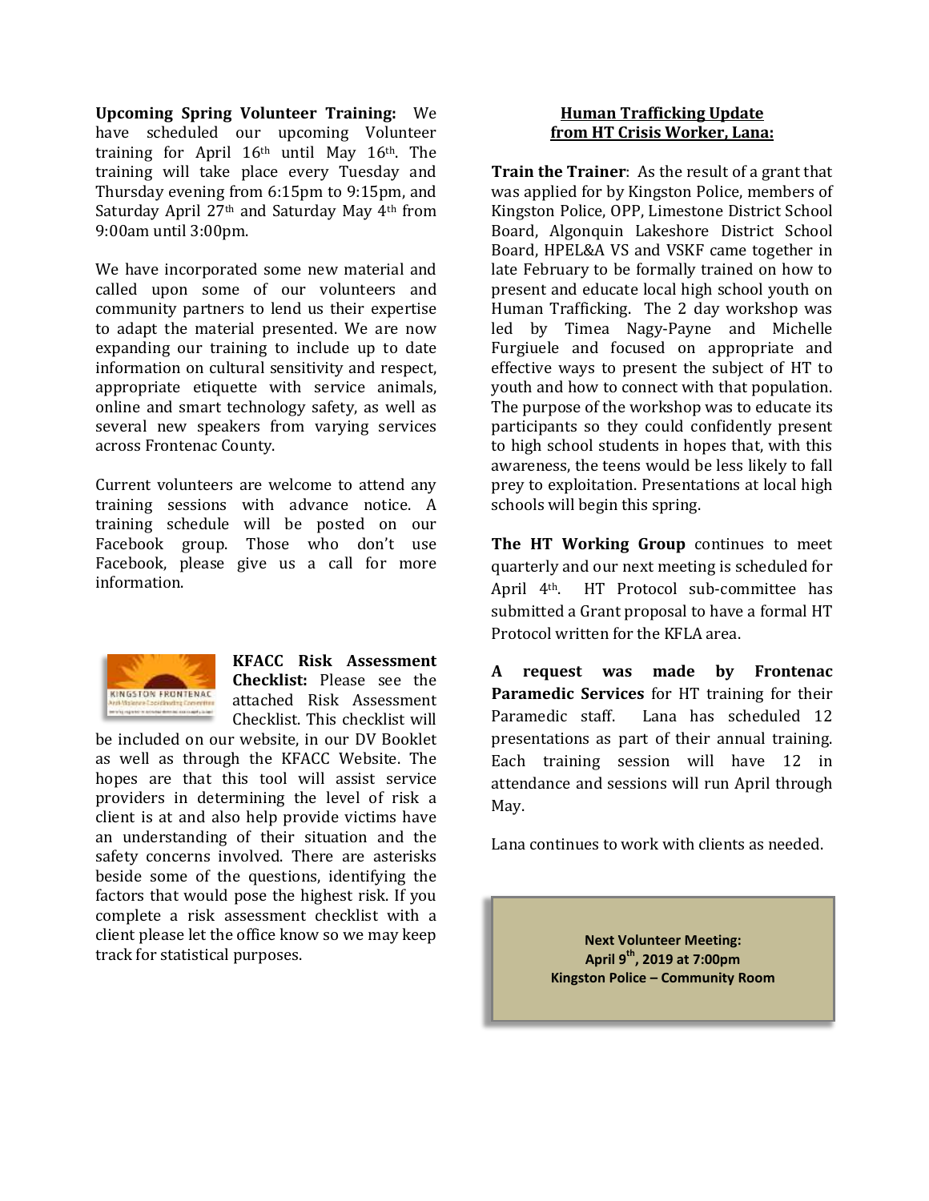**Upcoming Spring Volunteer Training:** We have scheduled our upcoming Volunteer training for April 16th until May 16th. The training will take place every Tuesday and Thursday evening from 6:15pm to 9:15pm, and Saturday April 27th and Saturday May 4th from 9:00am until 3:00pm.

We have incorporated some new material and called upon some of our volunteers and community partners to lend us their expertise to adapt the material presented. We are now expanding our training to include up to date information on cultural sensitivity and respect, appropriate etiquette with service animals, online and smart technology safety, as well as several new speakers from varying services across Frontenac County.

Current volunteers are welcome to attend any training sessions with advance notice. A training schedule will be posted on our Facebook group. Those who don't use Facebook, please give us a call for more information.

**KFACC Risk Assessment Checklist:** Please see the attached Risk Assessment Checklist. This checklist will be included on our website, in our DV Booklet as well as through the KFACC Website. The hopes are that this tool will assist service providers in determining the level of risk a client is at and also help provide victims have an understanding of their situation and the safety concerns involved. There are asterisks beside some of the questions, identifying the factors that would pose the highest risk. If you complete a risk assessment checklist with a client please let the office know so we may keep track for statistical purposes.

## Human Trafficking Update from HT Crisis Worker, Lana:

**Train the Trainer**: As the result of a grant that was applied for by Kingston Police, members of Kingston Police, OPP, Limestone District School Board, Algonquin Lakeshore District School Board, HPEL&A VS and VSKF came together in late February to be formally trained on how to present and educate local high school youth on Human Trafficking. The 2 day workshop was led by Timea Nagy-Payne and Michelle Furgiuele and focused on appropriate and effective ways to present the subject of HT to youth and how to connect with that population. The purpose of the workshop was to educate its participants so they could confidently present to high school students in hopes that, with this awareness, the teens would be less likely to fall prey to exploitation. Presentations at local high schools will begin this spring.

**The HT Working Group** continues to meet quarterly and our next meeting is scheduled for April 4th. HT Protocol sub-committee has submitted a Grant proposal to have a formal HT Protocol written for the KFLA area.

**A request was made by Frontenac Paramedic Services** for HT training for their Paramedic staff. Lana has scheduled 12 presentations as part of their annual training. Each training session will have 12 in attendance and sessions will run April through May.

Lana continues to work with clients as needed.

**Next Volunteer Meeting:**
**April 9th, 2019 at 7:00pm**
**Kingston Police – Community Room**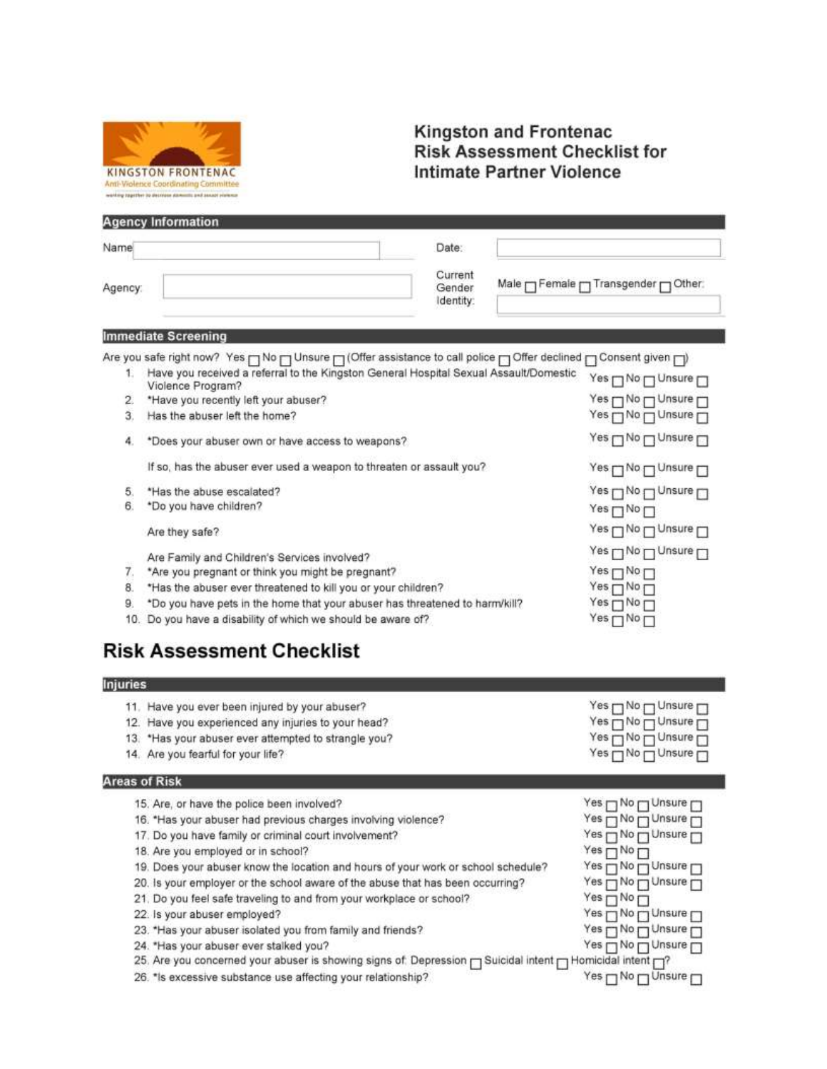KINGSTON FRONTENAC
Anti-Violence Coordinating Committee
working together to decrease domestic and sexual violence

# Kingston and Frontenac Risk Assessment Checklist for Intimate Partner Violence

## Agency Information

Name: 

Date: 

Agency: 

Current Gender Identity: Male ☐ Female ☐ Transgender ☐ Other: 

## Immediate Screening

Are you safe right now? Yes ☐ No ☐ Unsure ☐ (Offer assistance to call police ☐ Offer declined ☐ Consent given ☐)

1. Have you received a referral to the Kingston General Hospital Sexual Assault/Domestic Violence Program? Yes ☐ No ☐ Unsure ☐
2. *Have you recently left your abuser? Yes ☐ No ☐ Unsure ☐
3. Has the abuser left the home? Yes ☐ No ☐ Unsure ☐
4. *Does your abuser own or have access to weapons? Yes ☐ No ☐ Unsure ☐

   If so, has the abuser ever used a weapon to threaten or assault you? Yes ☐ No ☐ Unsure ☐
5. *Has the abuse escalated? Yes ☐ No ☐ Unsure ☐
6. *Do you have children? Yes ☐ No ☐

   Are they safe? Yes ☐ No ☐ Unsure ☐

   Are Family and Children's Services involved? Yes ☐ No ☐ Unsure ☐
7. *Are you pregnant or think you might be pregnant? Yes ☐ No ☐
8. *Has the abuser ever threatened to kill you or your children? Yes ☐ No ☐
9. *Do you have pets in the home that your abuser has threatened to harm/kill? Yes ☐ No ☐
10. Do you have a disability of which we should be aware of? Yes ☐ No ☐

# Risk Assessment Checklist

## Injuries

11. Have you ever been injured by your abuser? Yes ☐ No ☐ Unsure ☐
12. Have you experienced any injuries to your head? Yes ☐ No ☐ Unsure ☐
13. *Has your abuser ever attempted to strangle you? Yes ☐ No ☐ Unsure ☐
14. Are you fearful for your life? Yes ☐ No ☐ Unsure ☐

## Areas of Risk

15. Are, or have the police been involved? Yes ☐ No ☐ Unsure ☐
16. *Has your abuser had previous charges involving violence? Yes ☐ No ☐ Unsure ☐
17. Do you have family or criminal court involvement? Yes ☐ No ☐ Unsure ☐
18. Are you employed or in school? Yes ☐ No ☐
19. Does your abuser know the location and hours of your work or school schedule? Yes ☐ No ☐ Unsure ☐
20. Is your employer or the school aware of the abuse that has been occurring? Yes ☐ No ☐ Unsure ☐
21. Do you feel safe traveling to and from your workplace or school? Yes ☐ No ☐
22. Is your abuser employed? Yes ☐ No ☐ Unsure ☐
23. *Has your abuser isolated you from family and friends? Yes ☐ No ☐ Unsure ☐
24. *Has your abuser ever stalked you? Yes ☐ No ☐ Unsure ☐
25. Are you concerned your abuser is showing signs of: Depression ☐ Suicidal intent ☐ Homicidal intent ☐?
26. *Is excessive substance use affecting your relationship? Yes ☐ No ☐ Unsure ☐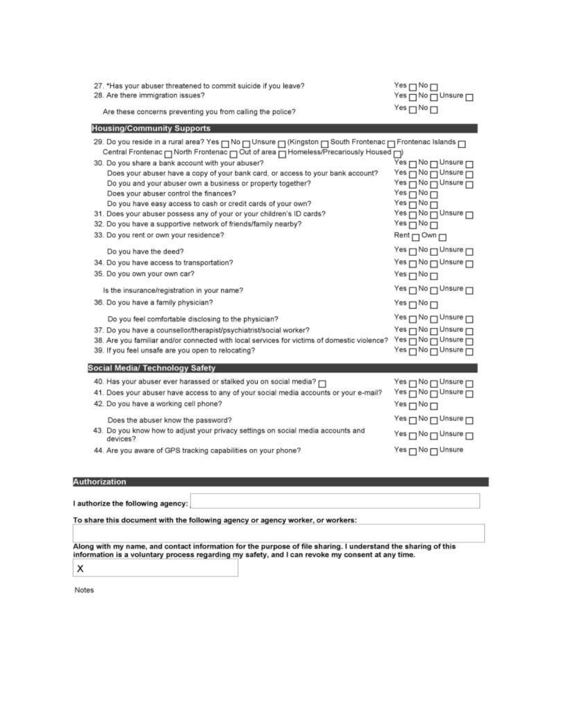27. *Has your abuser threatened to commit suicide if you leave? Yes ☐ No ☐

28. Are there immigration issues? Yes ☐ No ☐ Unsure ☐

Are these concerns preventing you from calling the police? Yes ☐ No ☐

## Housing/Community Supports

29. Do you reside in a rural area? Yes ☐ No ☐ Unsure ☐ (Kingston ☐ South Frontenac ☐ Frontenac Islands ☐ Central Frontenac ☐ North Frontenac ☐ Out of area ☐ Homeless/Precariously Housed ☐)

30. Do you share a bank account with your abuser? Yes ☐ No ☐ Unsure ☐

Does your abuser have a copy of your bank card, or access to your bank account? Yes ☐ No ☐ Unsure ☐

Do you and your abuser own a business or property together? Yes ☐ No ☐ Unsure ☐

Does your abuser control the finances? Yes ☐ No ☐

Do you have easy access to cash or credit cards of your own? Yes ☐ No ☐

31. Does your abuser possess any of your or your children's ID cards? Yes ☐ No ☐ Unsure ☐

32. Do you have a supportive network of friends/family nearby? Yes ☐ No ☐

33. Do you rent or own your residence? Rent ☐ Own ☐

Do you have the deed? Yes ☐ No ☐ Unsure ☐

34. Do you have access to transportation? Yes ☐ No ☐ Unsure ☐

35. Do you own your own car? Yes ☐ No ☐

Is the insurance/registration in your name? Yes ☐ No ☐ Unsure ☐

36. Do you have a family physician? Yes ☐ No ☐

Do you feel comfortable disclosing to the physician? Yes ☐ No ☐ Unsure ☐

37. Do you have a counsellor/therapist/psychiatrist/social worker? Yes ☐ No ☐ Unsure ☐

38. Are you familiar and/or connected with local services for victims of domestic violence? Yes ☐ No ☐ Unsure ☐

39. If you feel unsafe are you open to relocating? Yes ☐ No ☐ Unsure ☐

## Social Media/ Technology Safety

40. Has your abuser ever harassed or stalked you on social media? ☐ Yes ☐ No ☐ Unsure ☐

41. Does your abuser have access to any of your social media accounts or your e-mail? Yes ☐ No ☐ Unsure ☐

42. Do you have a working cell phone? Yes ☐ No ☐

Does the abuser know the password? Yes ☐ No ☐ Unsure ☐

43. Do you know how to adjust your privacy settings on social media accounts and devices? Yes ☐ No ☐ Unsure ☐

44. Are you aware of GPS tracking capabilities on your phone? Yes ☐ No ☐ Unsure

## Authorization

**I authorize the following agency:** ______________________

**To share this document with the following agency or agency worker, or workers:**

______________________

**Along with my name, and contact information for the purpose of file sharing. I understand the sharing of this information is a voluntary process regarding my safety, and I can revoke my consent at any time.**

X ______________________

Notes